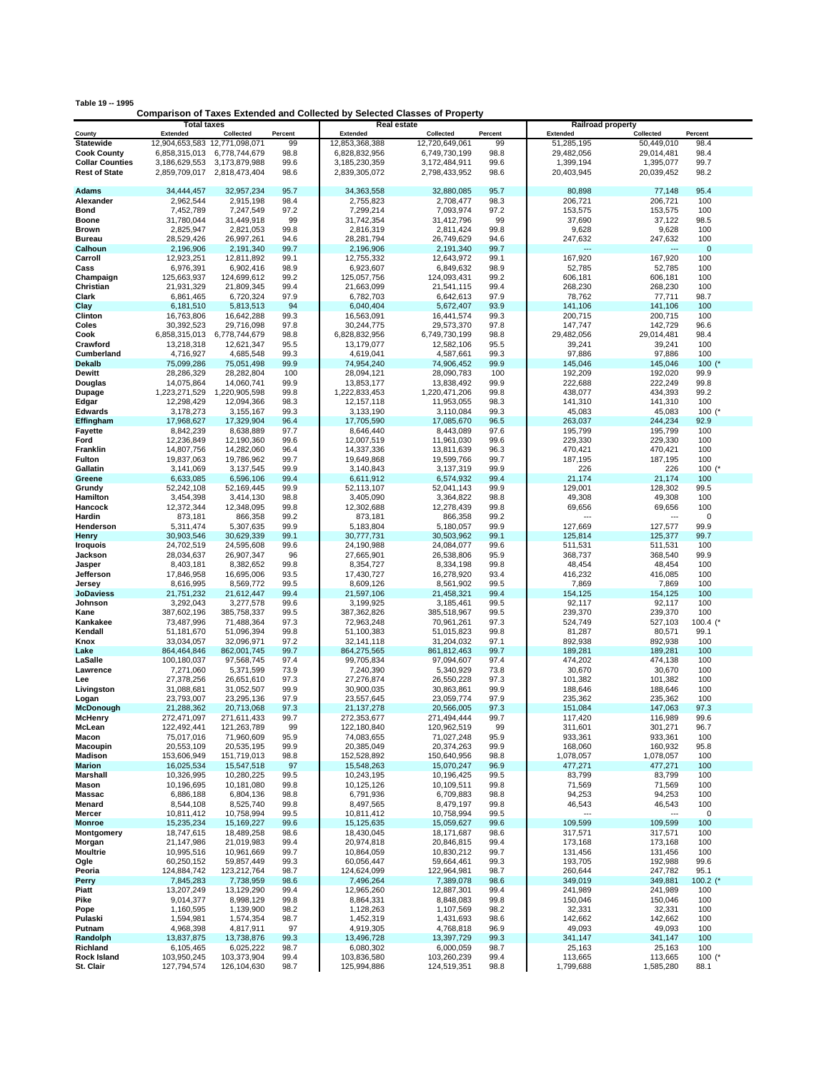**Table 19 -- 1995**

## Comparison of Taxes Extended and Collected by Selected Classes of Property

| County | Total taxes | | | Real estate | | | Railroad property | | |
|---|---|---|---|---|---|---|---|---|---|
| | Extended | Collected | Percent | Extended | Collected | Percent | Extended | Collected | Percent |
| **Statewide** | 12,904,653,583 | 12,771,098,071 | 99 | 12,853,368,388 | 12,720,649,061 | 99 | 51,285,195 | 50,449,010 | 98.4 |
| **Cook County** | 6,858,315,013 | 6,778,744,679 | 98.8 | 6,828,832,956 | 6,749,730,199 | 98.8 | 29,482,056 | 29,014,481 | 98.4 |
| **Collar Counties** | 3,186,629,553 | 3,173,879,988 | 99.6 | 3,185,230,359 | 3,172,484,911 | 99.6 | 1,399,194 | 1,395,077 | 99.7 |
| **Rest of State** | 2,859,709,017 | 2,818,473,404 | 98.6 | 2,839,305,072 | 2,798,433,952 | 98.6 | 20,403,945 | 20,039,452 | 98.2 |
| **Adams** | 34,444,457 | 32,957,234 | 95.7 | 34,363,558 | 32,880,085 | 95.7 | 80,898 | 77,148 | 95.4 |
| **Alexander** | 2,962,544 | 2,915,198 | 98.4 | 2,755,823 | 2,708,477 | 98.3 | 206,721 | 206,721 | 100 |
| **Bond** | 7,452,789 | 7,247,549 | 97.2 | 7,299,214 | 7,093,974 | 97.2 | 153,575 | 153,575 | 100 |
| **Boone** | 31,780,044 | 31,449,918 | 99 | 31,742,354 | 31,412,796 | 99 | 37,690 | 37,122 | 98.5 |
| **Brown** | 2,825,947 | 2,821,053 | 99.8 | 2,816,319 | 2,811,424 | 99.8 | 9,628 | 9,628 | 100 |
| **Bureau** | 28,529,426 | 26,997,261 | 94.6 | 28,281,794 | 26,749,629 | 94.6 | 247,632 | 247,632 | 100 |
| **Calhoun** | 2,196,906 | 2,191,340 | 99.7 | 2,196,906 | 2,191,340 | 99.7 | --- | --- | 0 |
| **Carroll** | 12,923,251 | 12,811,892 | 99.1 | 12,755,332 | 12,643,972 | 99.1 | 167,920 | 167,920 | 100 |
| **Cass** | 6,976,391 | 6,902,416 | 98.9 | 6,923,607 | 6,849,632 | 98.9 | 52,785 | 52,785 | 100 |
| **Champaign** | 125,663,937 | 124,699,612 | 99.2 | 125,057,756 | 124,093,431 | 99.2 | 606,181 | 606,181 | 100 |
| **Christian** | 21,931,329 | 21,809,345 | 99.4 | 21,663,099 | 21,541,115 | 99.4 | 268,230 | 268,230 | 100 |
| **Clark** | 6,861,465 | 6,720,324 | 97.9 | 6,782,703 | 6,642,613 | 97.9 | 78,762 | 77,711 | 98.7 |
| **Clay** | 6,181,510 | 5,813,513 | 94 | 6,040,404 | 5,672,407 | 93.9 | 141,106 | 141,106 | 100 |
| **Clinton** | 16,763,806 | 16,642,288 | 99.3 | 16,563,091 | 16,441,574 | 99.3 | 200,715 | 200,715 | 100 |
| **Coles** | 30,392,523 | 29,716,098 | 97.8 | 30,244,775 | 29,573,370 | 97.8 | 147,747 | 142,729 | 96.6 |
| **Cook** | 6,858,315,013 | 6,778,744,679 | 98.8 | 6,828,832,956 | 6,749,730,199 | 98.8 | 29,482,056 | 29,014,481 | 98.4 |
| **Crawford** | 13,218,318 | 12,621,347 | 95.5 | 13,179,077 | 12,582,106 | 95.5 | 39,241 | 39,241 | 100 |
| **Cumberland** | 4,716,927 | 4,685,548 | 99.3 | 4,619,041 | 4,587,661 | 99.3 | 97,886 | 97,886 | 100 |
| **Dekalb** | 75,099,286 | 75,051,498 | 99.9 | 74,954,240 | 74,906,452 | 99.9 | 145,046 | 145,046 | 100 (* |
| **Dewitt** | 28,286,329 | 28,282,804 | 100 | 28,094,121 | 28,090,783 | 100 | 192,209 | 192,020 | 99.9 |
| **Douglas** | 14,075,864 | 14,060,741 | 99.9 | 13,853,177 | 13,838,492 | 99.9 | 222,688 | 222,249 | 99.8 |
| **Dupage** | 1,223,271,529 | 1,220,905,598 | 99.8 | 1,222,833,453 | 1,220,471,206 | 99.8 | 438,077 | 434,393 | 99.2 |
| **Edgar** | 12,298,429 | 12,094,366 | 98.3 | 12,157,118 | 11,953,055 | 98.3 | 141,310 | 141,310 | 100 |
| **Edwards** | 3,178,273 | 3,155,167 | 99.3 | 3,133,190 | 3,110,084 | 99.3 | 45,083 | 45,083 | 100 (* |
| **Effingham** | 17,968,627 | 17,329,904 | 96.4 | 17,705,590 | 17,085,670 | 96.5 | 263,037 | 244,234 | 92.9 |
| **Fayette** | 8,842,239 | 8,638,889 | 97.7 | 8,646,440 | 8,443,089 | 97.6 | 195,799 | 195,799 | 100 |
| **Ford** | 12,236,849 | 12,190,360 | 99.6 | 12,007,519 | 11,961,030 | 99.6 | 229,330 | 229,330 | 100 |
| **Franklin** | 14,807,756 | 14,282,060 | 96.4 | 14,337,336 | 13,811,639 | 96.3 | 470,421 | 470,421 | 100 |
| **Fulton** | 19,837,063 | 19,786,962 | 99.7 | 19,649,868 | 19,599,766 | 99.7 | 187,195 | 187,195 | 100 |
| **Gallatin** | 3,141,069 | 3,137,545 | 99.9 | 3,140,843 | 3,137,319 | 99.9 | 226 | 226 | 100 (* |
| **Greene** | 6,633,085 | 6,596,106 | 99.4 | 6,611,912 | 6,574,932 | 99.4 | 21,174 | 21,174 | 100 |
| **Grundy** | 52,242,108 | 52,169,445 | 99.9 | 52,113,107 | 52,041,143 | 99.9 | 129,001 | 128,302 | 99.5 |
| **Hamilton** | 3,454,398 | 3,414,130 | 98.8 | 3,405,090 | 3,364,822 | 98.8 | 49,308 | 49,308 | 100 |
| **Hancock** | 12,372,344 | 12,348,095 | 99.8 | 12,302,688 | 12,278,439 | 99.8 | 69,656 | 69,656 | 100 |
| **Hardin** | 873,181 | 866,358 | 99.2 | 873,181 | 866,358 | 99.2 | --- | --- | 0 |
| **Henderson** | 5,311,474 | 5,307,635 | 99.9 | 5,183,804 | 5,180,057 | 99.9 | 127,669 | 127,577 | 99.9 |
| **Henry** | 30,903,546 | 30,629,339 | 99.1 | 30,777,731 | 30,503,962 | 99.1 | 125,814 | 125,377 | 99.7 |
| **Iroquois** | 24,702,519 | 24,595,608 | 99.6 | 24,190,988 | 24,084,077 | 99.6 | 511,531 | 511,531 | 100 |
| **Jackson** | 28,034,637 | 26,907,347 | 96 | 27,665,901 | 26,538,806 | 95.9 | 368,737 | 368,540 | 99.9 |
| **Jasper** | 8,403,181 | 8,382,652 | 99.8 | 8,354,727 | 8,334,198 | 99.8 | 48,454 | 48,454 | 100 |
| **Jefferson** | 17,846,958 | 16,695,006 | 93.5 | 17,430,727 | 16,278,920 | 93.4 | 416,232 | 416,085 | 100 |
| **Jersey** | 8,616,995 | 8,569,772 | 99.5 | 8,609,126 | 8,561,902 | 99.5 | 7,869 | 7,869 | 100 |
| **JoDaviess** | 21,751,232 | 21,612,447 | 99.4 | 21,597,106 | 21,458,321 | 99.4 | 154,125 | 154,125 | 100 |
| **Johnson** | 3,292,043 | 3,277,578 | 99.6 | 3,199,925 | 3,185,461 | 99.5 | 92,117 | 92,117 | 100 |
| **Kane** | 387,602,196 | 385,758,337 | 99.5 | 387,362,826 | 385,518,967 | 99.5 | 239,370 | 239,370 | 100 |
| **Kankakee** | 73,487,996 | 71,488,364 | 97.3 | 72,963,248 | 70,961,261 | 97.3 | 524,749 | 527,103 | 100.4 (* |
| **Kendall** | 51,181,670 | 51,096,394 | 99.8 | 51,100,383 | 51,015,823 | 99.8 | 81,287 | 80,571 | 99.1 |
| **Knox** | 33,034,057 | 32,096,971 | 97.2 | 32,141,118 | 31,204,032 | 97.1 | 892,938 | 892,938 | 100 |
| **Lake** | 864,464,846 | 862,001,745 | 99.7 | 864,275,565 | 861,812,463 | 99.7 | 189,281 | 189,281 | 100 |
| **LaSalle** | 100,180,037 | 97,568,745 | 97.4 | 99,705,834 | 97,094,607 | 97.4 | 474,202 | 474,138 | 100 |
| **Lawrence** | 7,271,060 | 5,371,599 | 73.9 | 7,240,390 | 5,340,929 | 73.8 | 30,670 | 30,670 | 100 |
| **Lee** | 27,378,256 | 26,651,610 | 97.3 | 27,276,874 | 26,550,228 | 97.3 | 101,382 | 101,382 | 100 |
| **Livingston** | 31,088,681 | 31,052,507 | 99.9 | 30,900,035 | 30,863,861 | 99.9 | 188,646 | 188,646 | 100 |
| **Logan** | 23,793,007 | 23,295,136 | 97.9 | 23,557,645 | 23,059,774 | 97.9 | 235,362 | 235,362 | 100 |
| **McDonough** | 21,288,362 | 20,713,068 | 97.3 | 21,137,278 | 20,566,005 | 97.3 | 151,084 | 147,063 | 97.3 |
| **McHenry** | 272,471,097 | 271,611,433 | 99.7 | 272,353,677 | 271,494,444 | 99.7 | 117,420 | 116,989 | 99.6 |
| **McLean** | 122,492,441 | 121,263,789 | 99 | 122,180,840 | 120,962,519 | 99 | 311,601 | 301,271 | 96.7 |
| **Macon** | 75,017,016 | 71,960,609 | 95.9 | 74,083,655 | 71,027,248 | 95.9 | 933,361 | 933,361 | 100 |
| **Macoupin** | 20,553,109 | 20,535,195 | 99.9 | 20,385,049 | 20,374,263 | 99.9 | 168,060 | 160,932 | 95.8 |
| **Madison** | 153,606,949 | 151,719,013 | 98.8 | 152,528,892 | 150,640,956 | 98.8 | 1,078,057 | 1,078,057 | 100 |
| **Marion** | 16,025,534 | 15,547,518 | 97 | 15,548,263 | 15,070,247 | 96.9 | 477,271 | 477,271 | 100 |
| **Marshall** | 10,326,995 | 10,280,225 | 99.5 | 10,243,195 | 10,196,425 | 99.5 | 83,799 | 83,799 | 100 |
| **Mason** | 10,196,695 | 10,181,080 | 99.8 | 10,125,126 | 10,109,511 | 99.8 | 71,569 | 71,569 | 100 |
| **Massac** | 6,886,188 | 6,804,136 | 98.8 | 6,791,936 | 6,709,883 | 98.8 | 94,253 | 94,253 | 100 |
| **Menard** | 8,544,108 | 8,525,740 | 99.8 | 8,497,565 | 8,479,197 | 99.8 | 46,543 | 46,543 | 100 |
| **Mercer** | 10,811,412 | 10,758,994 | 99.5 | 10,811,412 | 10,758,994 | 99.5 | --- | --- | 0 |
| **Monroe** | 15,235,234 | 15,169,227 | 99.6 | 15,125,635 | 15,059,627 | 99.6 | 109,599 | 109,599 | 100 |
| **Montgomery** | 18,747,615 | 18,489,258 | 98.6 | 18,430,045 | 18,171,687 | 98.6 | 317,571 | 317,571 | 100 |
| **Morgan** | 21,147,986 | 21,019,983 | 99.4 | 20,974,818 | 20,846,815 | 99.4 | 173,168 | 173,168 | 100 |
| **Moultrie** | 10,995,516 | 10,961,669 | 99.7 | 10,864,059 | 10,830,212 | 99.7 | 131,456 | 131,456 | 100 |
| **Ogle** | 60,250,152 | 59,857,449 | 99.3 | 60,056,447 | 59,664,461 | 99.3 | 193,705 | 192,988 | 99.6 |
| **Peoria** | 124,884,742 | 123,212,764 | 98.7 | 124,624,099 | 122,964,981 | 98.7 | 260,644 | 247,782 | 95.1 |
| **Perry** | 7,845,283 | 7,738,959 | 98.6 | 7,496,264 | 7,389,078 | 98.6 | 349,019 | 349,881 | 100.2 (* |
| **Piatt** | 13,207,249 | 13,129,290 | 99.4 | 12,965,260 | 12,887,301 | 99.4 | 241,989 | 241,989 | 100 |
| **Pike** | 9,014,377 | 8,998,129 | 99.8 | 8,864,331 | 8,848,083 | 99.8 | 150,046 | 150,046 | 100 |
| **Pope** | 1,160,595 | 1,139,900 | 98.2 | 1,128,263 | 1,107,569 | 98.2 | 32,331 | 32,331 | 100 |
| **Pulaski** | 1,594,981 | 1,574,354 | 98.7 | 1,452,319 | 1,431,693 | 98.6 | 142,662 | 142,662 | 100 |
| **Putnam** | 4,968,398 | 4,817,911 | 97 | 4,919,305 | 4,768,818 | 96.9 | 49,093 | 49,093 | 100 |
| **Randolph** | 13,837,875 | 13,738,876 | 99.3 | 13,496,728 | 13,397,729 | 99.3 | 341,147 | 341,147 | 100 |
| **Richland** | 6,105,465 | 6,025,222 | 98.7 | 6,080,302 | 6,000,059 | 98.7 | 25,163 | 25,163 | 100 |
| **Rock Island** | 103,950,245 | 103,373,904 | 99.4 | 103,836,580 | 103,260,239 | 99.4 | 113,665 | 113,665 | 100 (* |
| **St. Clair** | 127,794,574 | 126,104,630 | 98.7 | 125,994,886 | 124,519,351 | 98.8 | 1,799,688 | 1,585,280 | 88.1 |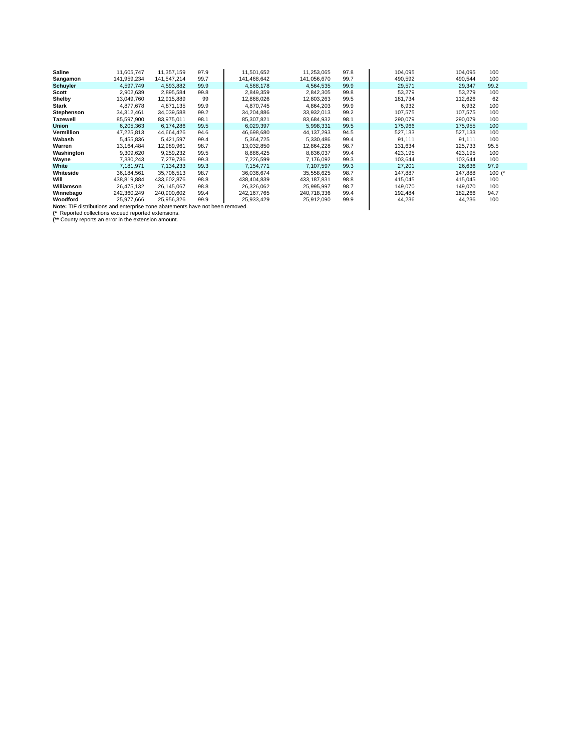| | | | | | | | | | |
|---|---|---|---|---|---|---|---|---|---|
| **Saline** | 11,605,747 | 11,357,159 | 97.9 | 11,501,652 | 11,253,065 | 97.8 | 104,095 | 104,095 | 100 |
| **Sangamon** | 141,959,234 | 141,547,214 | 99.7 | 141,468,642 | 141,056,670 | 99.7 | 490,592 | 490,544 | 100 |
| **Schuyler** | 4,597,749 | 4,593,882 | 99.9 | 4,568,178 | 4,564,535 | 99.9 | 29,571 | 29,347 | 99.2 |
| **Scott** | 2,902,639 | 2,895,584 | 99.8 | 2,849,359 | 2,842,305 | 99.8 | 53,279 | 53,279 | 100 |
| **Shelby** | 13,049,760 | 12,915,889 | 99 | 12,868,026 | 12,803,263 | 99.5 | 181,734 | 112,626 | 62 |
| **Stark** | 4,877,678 | 4,871,135 | 99.9 | 4,870,745 | 4,864,203 | 99.9 | 6,932 | 6,932 | 100 |
| **Stephenson** | 34,312,461 | 34,039,588 | 99.2 | 34,204,886 | 33,932,013 | 99.2 | 107,575 | 107,575 | 100 |
| **Tazewell** | 85,597,900 | 83,975,011 | 98.1 | 85,307,821 | 83,684,932 | 98.1 | 290,079 | 290,079 | 100 |
| **Union** | 6,205,363 | 6,174,286 | 99.5 | 6,029,397 | 5,998,331 | 99.5 | 175,966 | 175,955 | 100 |
| **Vermillion** | 47,225,813 | 44,664,426 | 94.6 | 46,698,680 | 44,137,293 | 94.5 | 527,133 | 527,133 | 100 |
| **Wabash** | 5,455,836 | 5,421,597 | 99.4 | 5,364,725 | 5,330,486 | 99.4 | 91,111 | 91,111 | 100 |
| **Warren** | 13,164,484 | 12,989,961 | 98.7 | 13,032,850 | 12,864,228 | 98.7 | 131,634 | 125,733 | 95.5 |
| **Washington** | 9,309,620 | 9,259,232 | 99.5 | 8,886,425 | 8,836,037 | 99.4 | 423,195 | 423,195 | 100 |
| **Wayne** | 7,330,243 | 7,279,736 | 99.3 | 7,226,599 | 7,176,092 | 99.3 | 103,644 | 103,644 | 100 |
| **White** | 7,181,971 | 7,134,233 | 99.3 | 7,154,771 | 7,107,597 | 99.3 | 27,201 | 26,636 | 97.9 |
| **Whiteside** | 36,184,561 | 35,706,513 | 98.7 | 36,036,674 | 35,558,625 | 98.7 | 147,887 | 147,888 | 100 (* |
| **Will** | 438,819,884 | 433,602,876 | 98.8 | 438,404,839 | 433,187,831 | 98.8 | 415,045 | 415,045 | 100 |
| **Williamson** | 26,475,132 | 26,145,067 | 98.8 | 26,326,062 | 25,995,997 | 98.7 | 149,070 | 149,070 | 100 |
| **Winnebago** | 242,360,249 | 240,900,602 | 99.4 | 242,167,765 | 240,718,336 | 99.4 | 192,484 | 182,266 | 94.7 |
| **Woodford** | 25,977,666 | 25,956,326 | 99.9 | 25,933,429 | 25,912,090 | 99.9 | 44,236 | 44,236 | 100 |

**Note:** TIF distributions and enterprise zone abatements have not been removed.

**(*** Reported collections exceed reported extensions.

**(**** County reports an error in the extension amount.